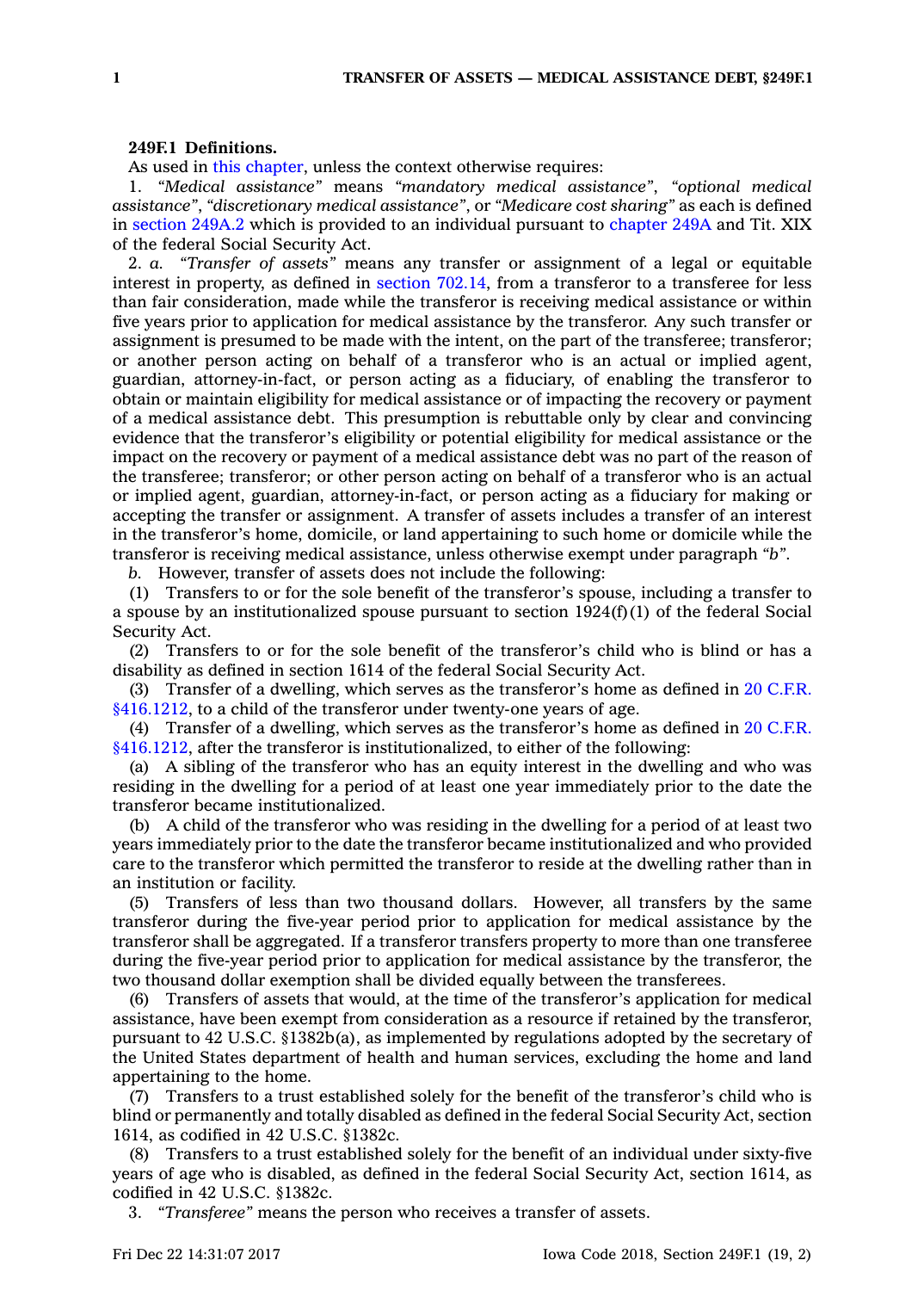**249F.1 Definitions.**

As used in this chapter, unless the context otherwise requires:

1. *"Medical assistance"* means *"mandatory medical assistance"*, *"optional medical assistance"*, *"discretionary medical assistance"*, or *"Medicare cost sharing"* as each is defined in section 249A.2 which is provided to an individual pursuant to chapter 249A and Tit. XIX of the federal Social Security Act.

2. *a. "Transfer of assets"* means any transfer or assignment of a legal or equitable interest in property, as defined in section 702.14, from a transferor to a transferee for less than fair consideration, made while the transferor is receiving medical assistance or within five years prior to application for medical assistance by the transferor. Any such transfer or assignment is presumed to be made with the intent, on the part of the transferee; transferor; or another person acting on behalf of a transferor who is an actual or implied agent, guardian, attorney-in-fact, or person acting as a fiduciary, of enabling the transferor to obtain or maintain eligibility for medical assistance or of impacting the recovery or payment of a medical assistance debt. This presumption is rebuttable only by clear and convincing evidence that the transferor's eligibility or potential eligibility for medical assistance or the impact on the recovery or payment of a medical assistance debt was no part of the reason of the transferee; transferor; or other person acting on behalf of a transferor who is an actual or implied agent, guardian, attorney-in-fact, or person acting as a fiduciary for making or accepting the transfer or assignment. A transfer of assets includes a transfer of an interest in the transferor's home, domicile, or land appertaining to such home or domicile while the transferor is receiving medical assistance, unless otherwise exempt under paragraph *"b"*.

*b.* However, transfer of assets does not include the following:

(1) Transfers to or for the sole benefit of the transferor's spouse, including a transfer to a spouse by an institutionalized spouse pursuant to section 1924(f)(1) of the federal Social Security Act.

(2) Transfers to or for the sole benefit of the transferor's child who is blind or has a disability as defined in section 1614 of the federal Social Security Act.

(3) Transfer of a dwelling, which serves as the transferor's home as defined in 20 C.F.R. §416.1212, to a child of the transferor under twenty-one years of age.

(4) Transfer of a dwelling, which serves as the transferor's home as defined in 20 C.F.R. §416.1212, after the transferor is institutionalized, to either of the following:

(a) A sibling of the transferor who has an equity interest in the dwelling and who was residing in the dwelling for a period of at least one year immediately prior to the date the transferor became institutionalized.

(b) A child of the transferor who was residing in the dwelling for a period of at least two years immediately prior to the date the transferor became institutionalized and who provided care to the transferor which permitted the transferor to reside at the dwelling rather than in an institution or facility.

(5) Transfers of less than two thousand dollars. However, all transfers by the same transferor during the five-year period prior to application for medical assistance by the transferor shall be aggregated. If a transferor transfers property to more than one transferee during the five-year period prior to application for medical assistance by the transferor, the two thousand dollar exemption shall be divided equally between the transferees.

(6) Transfers of assets that would, at the time of the transferor's application for medical assistance, have been exempt from consideration as a resource if retained by the transferor, pursuant to 42 U.S.C. §1382b(a), as implemented by regulations adopted by the secretary of the United States department of health and human services, excluding the home and land appertaining to the home.

(7) Transfers to a trust established solely for the benefit of the transferor's child who is blind or permanently and totally disabled as defined in the federal Social Security Act, section 1614, as codified in 42 U.S.C. §1382c.

(8) Transfers to a trust established solely for the benefit of an individual under sixty-five years of age who is disabled, as defined in the federal Social Security Act, section 1614, as codified in 42 U.S.C. §1382c.

3. *"Transferee"* means the person who receives a transfer of assets.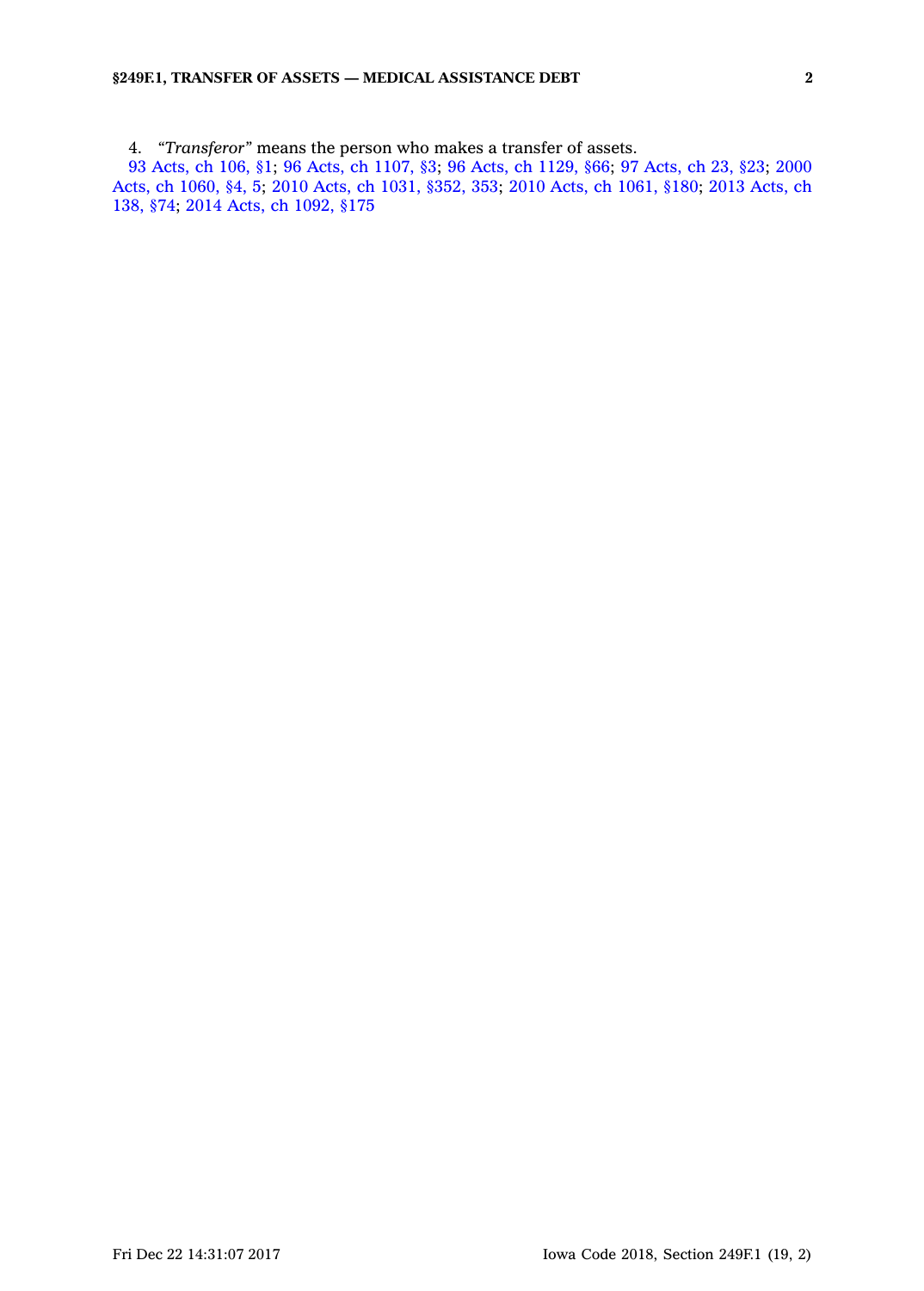4. *"Transferor"* means the person who makes a transfer of assets.

93 Acts, ch 106, §1; 96 Acts, ch 1107, §3; 96 Acts, ch 1129, §66; 97 Acts, ch 23, §23; 2000 Acts, ch 1060, §4, 5; 2010 Acts, ch 1031, §352, 353; 2010 Acts, ch 1061, §180; 2013 Acts, ch 138, §74; 2014 Acts, ch 1092, §175